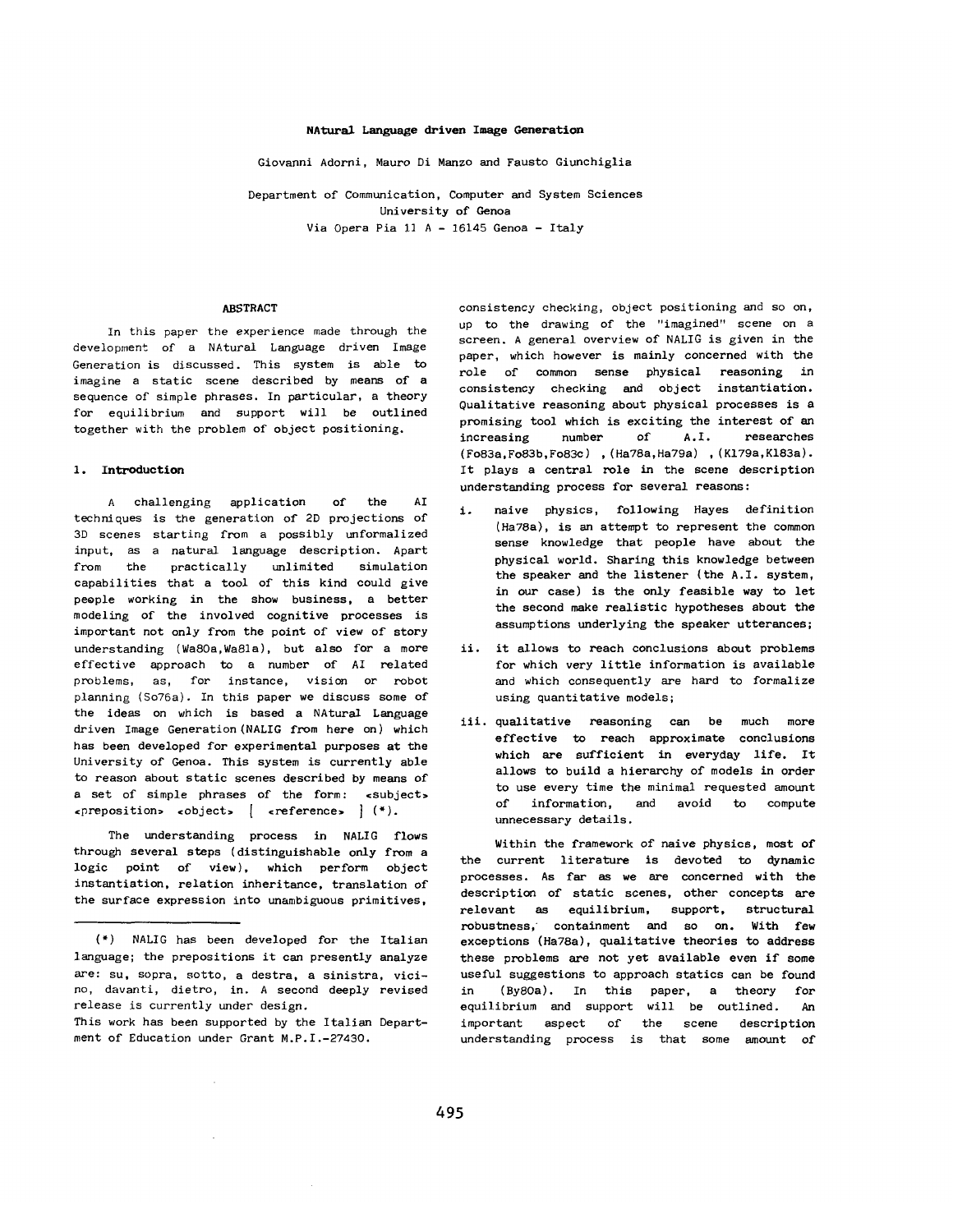# NAtural Language driven Image Generation

Giovanni Adorni, Mauro Di Manzo and Fausto Giunchiglia

Department of Communication, Computer and System Sciences
University of Genoa
Via Opera Pia 11 A - 16145 Genoa - Italy

## ABSTRACT

In this paper the experience made through the development of a NAtural Language driven Image Generation is discussed. This system is able to imagine a static scene described by means of a sequence of simple phrases. In particular, a theory for equilibrium and support will be outlined together with the problem of object positioning.

## 1. Introduction

A challenging application of the AI techniques is the generation of 2D projections of 3D scenes starting from a possibly unformalized input, as a natural language description. Apart from the practically unlimited simulation capabilities that a tool of this kind could give people working in the show business, a better modeling of the involved cognitive processes is important not only from the point of view of story understanding (Wa80a,Wa81a), but also for a more effective approach to a number of AI related problems, as, for instance, vision or robot planning (So76a). In this paper we discuss some of the ideas on which is based a NAtural Language driven Image Generation (NALIG from here on) which has been developed for experimental purposes at the University of Genoa. This system is currently able to reason about static scenes described by means of a set of simple phrases of the form: <subject> <preposition> <object> [ <reference> ] (*).

The understanding process in NALIG flows through several steps (distinguishable only from a logic point of view), which perform object instantiation, relation inheritance, translation of the surface expression into unambiguous primitives, consistency checking, object positioning and so on, up to the drawing of the "imagined" scene on a screen. A general overview of NALIG is given in the paper, which however is mainly concerned with the role of common sense physical reasoning in consistency checking and object instantiation. Qualitative reasoning about physical processes is a promising tool which is exciting the interest of an increasing number of A.I. researches (Fo83a,Fo83b,Fo83c) , (Ha78a,Ha79a) , (Kl79a,Kl83a). It plays a central role in the scene description understanding process for several reasons:

i. naive physics, following Hayes definition (Ha78a), is an attempt to represent the common sense knowledge that people have about the physical world. Sharing this knowledge between the speaker and the listener (the A.I. system, in our case) is the only feasible way to let the second make realistic hypotheses about the assumptions underlying the speaker utterances;

ii. it allows to reach conclusions about problems for which very little information is available and which consequently are hard to formalize using quantitative models;

iii. qualitative reasoning can be much more effective to reach approximate conclusions which are sufficient in everyday life. It allows to build a hierarchy of models in order to use every time the minimal requested amount of information, and avoid to compute unnecessary details.

Within the framework of naive physics, most of the current literature is devoted to dynamic processes. As far as we are concerned with the description of static scenes, other concepts are relevant as equilibrium, support, structural robustness, containment and so on. With few exceptions (Ha78a), qualitative theories to address these problems are not yet available even if some useful suggestions to approach statics can be found in (By80a). In this paper, a theory for equilibrium and support will be outlined. An important aspect of the scene description understanding process is that some amount of

---

(*) NALIG has been developed for the Italian language; the prepositions it can presently analyze are: su, sopra, sotto, a destra, a sinistra, vicino, davanti, dietro, in. A second deeply revised release is currently under design.

This work has been supported by the Italian Department of Education under Grant M.P.I.-27430.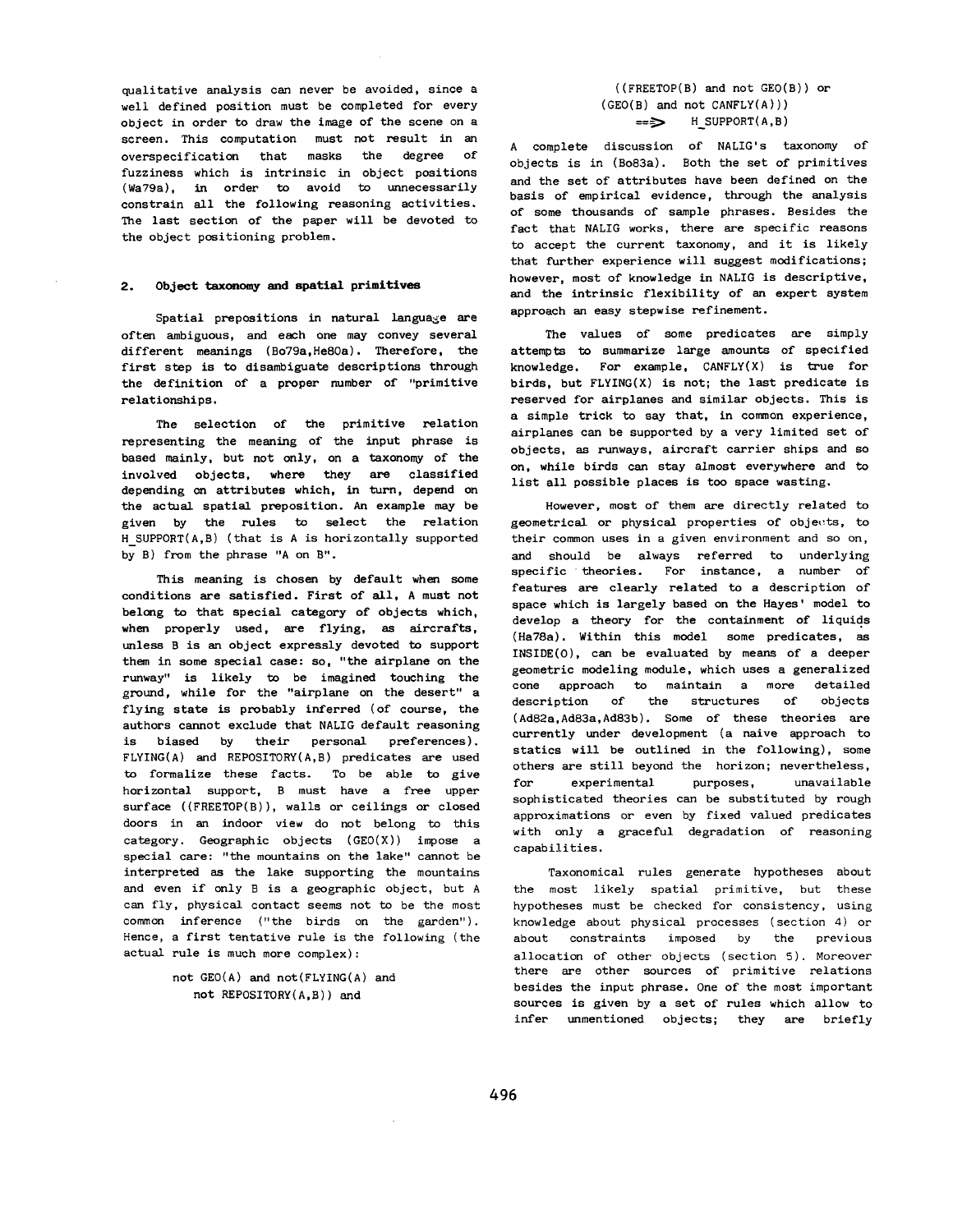qualitative analysis can never be avoided, since a well defined position must be completed for every object in order to draw the image of the scene on a screen. This computation must not result in an overspecification that masks the degree of fuzziness which is intrinsic in object positions (Wa79a), in order to avoid to unnecessarily constrain all the following reasoning activities. The last section of the paper will be devoted to the object positioning problem.

## 2. Object taxonomy and spatial primitives

Spatial prepositions in natural language are often ambiguous, and each one may convey several different meanings (Bo79a,He80a). Therefore, the first step is to disambiguate descriptions through the definition of a proper number of "primitive relationships.

The selection of the primitive relation representing the meaning of the input phrase is based mainly, but not only, on a taxonomy of the involved objects, where they are classified depending on attributes which, in turn, depend on the actual spatial preposition. An example may be given by the rules to select the relation H_SUPPORT(A,B) (that is A is horizontally supported by B) from the phrase "A on B".

This meaning is chosen by default when some conditions are satisfied. First of all, A must not belong to that special category of objects which, when properly used, are flying, as aircrafts, unless B is an object expressly devoted to support them in some special case: so, "the airplane on the runway" is likely to be imagined touching the ground, while for the "airplane on the desert" a flying state is probably inferred (of course, the authors cannot exclude that NALIG default reasoning is biased by their personal preferences). FLYING(A) and REPOSITORY(A,B) predicates are used to formalize these facts. To be able to give horizontal support, B must have a free upper surface ((FREETOP(B)), walls or ceilings or closed doors in an indoor view do not belong to this category. Geographic objects (GEO(X)) impose a special care: "the mountains on the lake" cannot be interpreted as the lake supporting the mountains and even if only B is a geographic object, but A can fly, physical contact seems not to be the most common inference ("the birds on the garden"). Hence, a first tentative rule is the following (the actual rule is much more complex):

```
not GEO(A) and not(FLYING(A) and
   not REPOSITORY(A,B)) and
      ((FREETOP(B) and not GEO(B)) or
      (GEO(B) and not CANFLY(A)))
         ==>   H_SUPPORT(A,B)
```

A complete discussion of NALIG's taxonomy of objects is in (Bo83a). Both the set of primitives and the set of attributes have been defined on the basis of empirical evidence, through the analysis of some thousands of sample phrases. Besides the fact that NALIG works, there are specific reasons to accept the current taxonomy, and it is likely that further experience will suggest modifications; however, most of knowledge in NALIG is descriptive, and the intrinsic flexibility of an expert system approach an easy stepwise refinement.

The values of some predicates are simply attempts to summarize large amounts of specified knowledge. For example, CANFLY(X) is true for birds, but FLYING(X) is not; the last predicate is reserved for airplanes and similar objects. This is a simple trick to say that, in common experience, airplanes can be supported by a very limited set of objects, as runways, aircraft carrier ships and so on, while birds can stay almost everywhere and to list all possible places is too space wasting.

However, most of them are directly related to geometrical or physical properties of objects, to their common uses in a given environment and so on, and should be always referred to underlying specific theories. For instance, a number of features are clearly related to a description of space which is largely based on the Hayes' model to develop a theory for the containment of liquids (Ha78a). Within this model some predicates, as INSIDE(O), can be evaluated by means of a deeper geometric modeling module, which uses a generalized cone approach to maintain a more detailed description of the structures of objects (Ad82a,Ad83a,Ad83b). Some of these theories are currently under development (a naive approach to statics will be outlined in the following), some others are still beyond the horizon; nevertheless, for experimental purposes, unavailable sophisticated theories can be substituted by rough approximations or even by fixed valued predicates with only a graceful degradation of reasoning capabilities.

Taxonomical rules generate hypotheses about the most likely spatial primitive, but these hypotheses must be checked for consistency, using knowledge about physical processes (section 4) or about constraints imposed by the previous allocation of other objects (section 5). Moreover there are other sources of primitive relations besides the input phrase. One of the most important sources is given by a set of rules which allow to infer unmentioned objects; they are briefly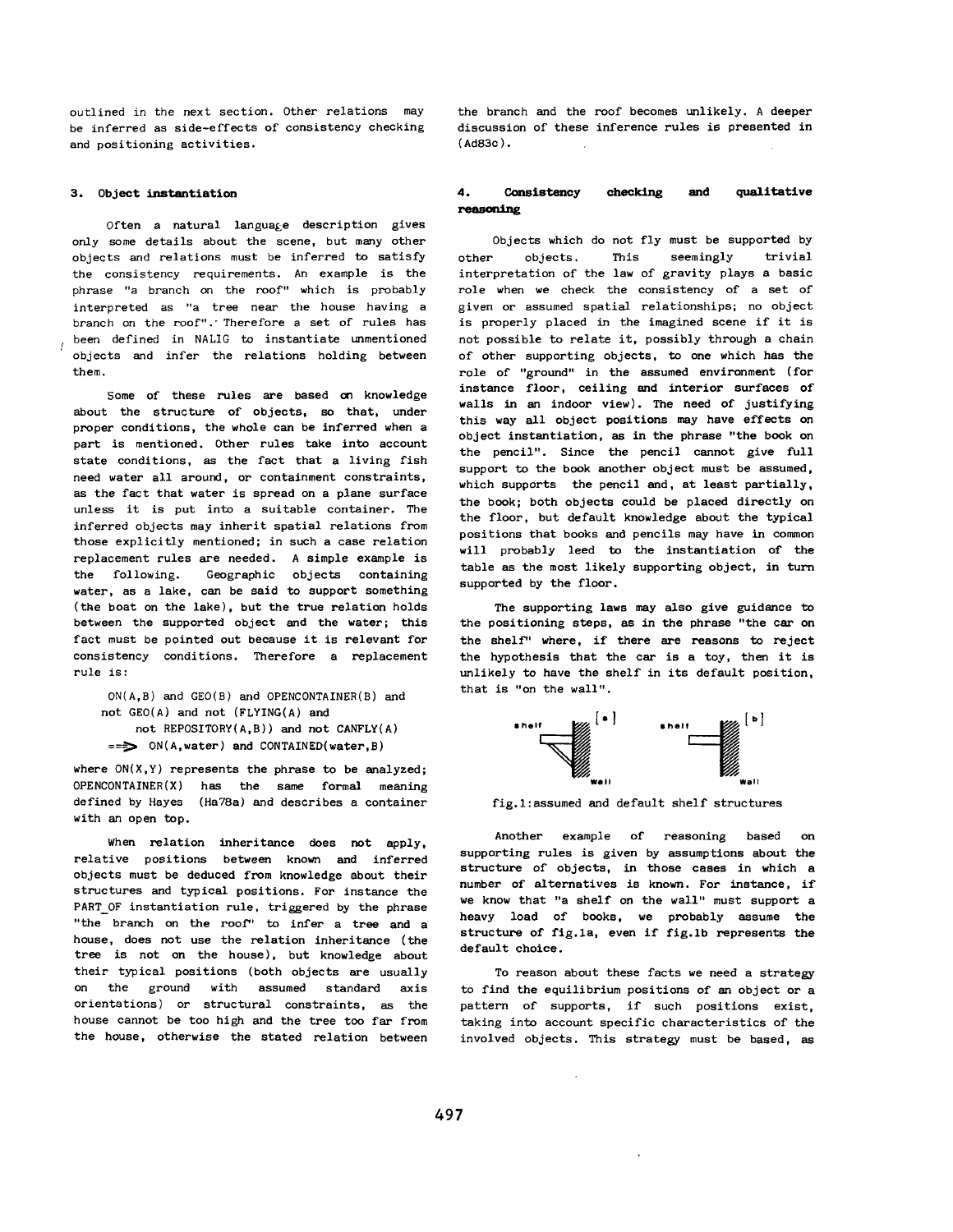outlined in the next section. Other relations may be inferred as side-effects of consistency checking and positioning activities.

### 3. Object instantiation

Often a natural language description gives only some details about the scene, but many other objects and relations must be inferred to satisfy the consistency requirements. An example is the phrase "a branch on the roof" which is probably interpreted as "a tree near the house having a branch on the roof". Therefore a set of rules has been defined in NALIG to instantiate unmentioned objects and infer the relations holding between them.

Some of these rules are based on knowledge about the structure of objects, so that, under proper conditions, the whole can be inferred when a part is mentioned. Other rules take into account state conditions, as the fact that a living fish need water all around, or containment constraints, as the fact that water is spread on a plane surface unless it is put into a suitable container. The inferred objects may inherit spatial relations from those explicitly mentioned; in such a case relation replacement rules are needed. A simple example is the following. Geographic objects containing water, as a lake, can be said to support something (the boat on the lake), but the true relation holds between the supported object and the water; this fact must be pointed out because it is relevant for consistency conditions. Therefore a replacement rule is:

```
ON(A,B) and GEO(B) and OPENCONTAINER(B) and
not GEO(A) and not (FLYING(A) and
     not REPOSITORY(A,B)) and not CANFLY(A)
==> ON(A,water) and CONTAINED(water,B)
```

where ON(X,Y) represents the phrase to be analyzed; OPENCONTAINER(X) has the same formal meaning defined by Hayes (Ha78a) and describes a container with an open top.

When relation inheritance does not apply, relative positions between known and inferred objects must be deduced from knowledge about their structures and typical positions. For instance the PART_OF instantiation rule, triggered by the phrase "the branch on the roof" to infer a tree and a house, does not use the relation inheritance (the tree is not on the house), but knowledge about their typical positions (both objects are usually on the ground with assumed standard axis orientations) or structural constraints, as the house cannot be too high and the tree too far from the house, otherwise the stated relation between the branch and the roof becomes unlikely. A deeper discussion of these inference rules is presented in (Ad83c).

### 4. Consistency checking and qualitative reasoning

Objects which do not fly must be supported by other objects. This seemingly trivial interpretation of the law of gravity plays a basic role when we check the consistency of a set of given or assumed spatial relationships; no object is properly placed in the imagined scene if it is not possible to relate it, possibly through a chain of other supporting objects, to one which has the role of "ground" in the assumed environment (for instance floor, ceiling and interior surfaces of walls in an indoor view). The need of justifying this way all object positions may have effects on object instantiation, as in the phrase "the book on the pencil". Since the pencil cannot give full support to the book another object must be assumed, which supports the pencil and, at least partially, the book; both objects could be placed directly on the floor, but default knowledge about the typical positions that books and pencils may have in common will probably leed to the instantiation of the table as the most likely supporting object, in turn supported by the floor.

The supporting laws may also give guidance to the positioning steps, as in the phrase "the car on the shelf" where, if there are reasons to reject the hypothesis that the car is a toy, then it is unlikely to have the shelf in its default position, that is "on the wall".

fig.1: assumed and default shelf structures

Another example of reasoning based on supporting rules is given by assumptions about the structure of objects, in those cases in which a number of alternatives is known. For instance, if we know that "a shelf on the wall" must support a heavy load of books, we probably assume the structure of fig.1a, even if fig.1b represents the default choice.

To reason about these facts we need a strategy to find the equilibrium positions of an object or a pattern of supports, if such positions exist, taking into account specific characteristics of the involved objects. This strategy must be based, as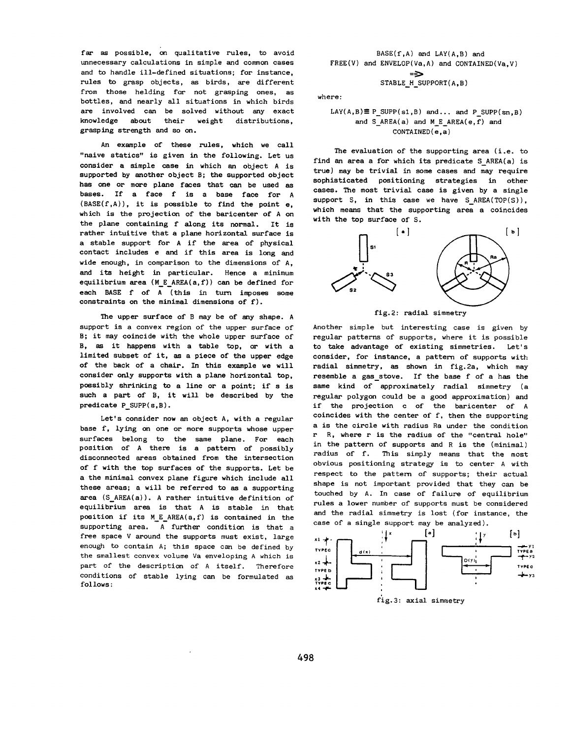far as possible, on qualitative rules, to avoid unnecessary calculations in simple and common cases and to handle ill-defined situations; for instance, rules to grasp objects, as birds, are different from those helding for not grasping ones, as bottles, and nearly all situations in which birds are involved can be solved without any exact knowledge about their weight distributions, grasping strength and so on.

An example of these rules, which we call "naive statics" is given in the following. Let us consider a simple case in which an object A is supported by another object B; the supported object has one or more plane faces that can be used as bases. If a face f is a base face for A (BASE(f,A)), it is possible to find the point e, which is the projection of the baricenter of A on the plane containing f along its normal. It is rather intuitive that a plane horizontal surface is a stable support for A if the area of physical contact includes e and if this area is long and wide enough, in comparison to the dimensions of A, and its height in particular. Hence a minimum equilibrium area (M_E_AREA(a,f)) can be defined for each BASE f of A (this in turn imposes some constraints on the minimal dimensions of f).

The upper surface of B may be of any shape. A support is a convex region of the upper surface of B; it may coincide with the whole upper surface of B, as it happens with a table top, or with a limited subset of it, as a piece of the upper edge of the back of a chair. In this example we will consider only supports with a plane horizontal top, possibly shrinking to a line or a point; if s is such a part of B, it will be described by the predicate P_SUPP(s,B).

Let's consider now an object A, with a regular base f, lying on one or more supports whose upper surfaces belong to the same plane. For each position of A there is a pattern of possibly disconnected areas obtained from the intersection of f with the top surfaces of the supports. Let be a the minimal convex plane figure which include all these areas; a will be referred to as a supporting area (S_AREA(a)). A rather intuitive definition of equilibrium area is that A is stable in that position if its M_E_AREA(a,f) is contained in the supporting area. A further condition is that a free space V around the supports must exist, large enough to contain A; this space can be defined by the smallest convex volume Va enveloping A which is part of the description of A itself. Therefore conditions of stable lying can be formulated as follows:

```
BASE(f,A) and LAY(A,B) and
FREE(V) and ENVELOP(Va,A) and CONTAINED(Va,V)
=>
STABLE_H_SUPPORT(A,B)
```

where:

```
LAY(A,B) ≡ P_SUPP(s1,B) and... and P_SUPP(sn,B)
and S_AREA(a) and M_E_AREA(e,f) and
CONTAINED(e,a)
```

The evaluation of the supporting area (i.e. to find an area a for which its predicate S_AREA(a) is true) may be trivial in some cases and may require sophisticated positioning strategies in other cases. The most trivial case is given by a single support S, in this case we have S_AREA(TOP(S)), which means that the supporting area a coincides with the top surface of S.

fig.2: radial simmetry

Another simple but interesting case is given by regular patterns of supports, where it is possible to take advantage of existing simmetries. Let's consider, for instance, a pattern of supports with radial simmetry, as shown in fig.2a, which may resemble a gas_stove. If the base f of a has the same kind of approximately radial simmetry (a regular polygon could be a good approximation) and if the projection c of the baricenter of A coincides with the center of f, then the supporting a is the circle with radius Ra under the condition r R, where r is the radius of the "central hole" in the pattern of supports and R is the (minimal) radius of f. This simply means that the most obvious positioning strategy is to center A with respect to the pattern of supports; their actual shape is not important provided that they can be touched by A. In case of failure of equilibrium rules a lower number of supports must be considered and the radial simmetry is lost (for instance, the case of a single support may be analyzed).

fig.3: axial simmetry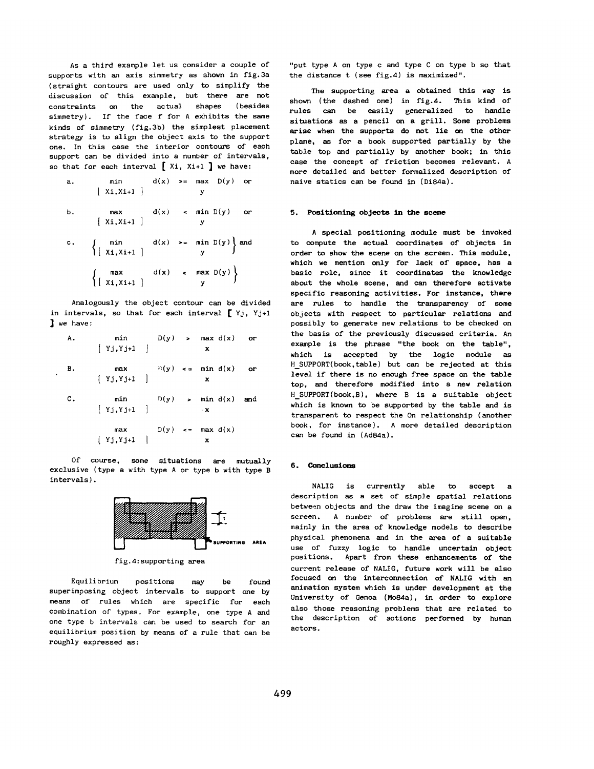As a third example let us consider a couple of supports with an axis simmetry as shown in fig.3a (straight contours are used only to simplify the discussion of this example, but there are not constraints on the actual shapes (besides simmetry). If the face f for A exhibits the same kinds of simmetry (fig.3b) the simplest placement strategy is to align the object axis to the support one. In this case the interior contours of each support can be divided into a number of intervals, so that for each interval $[X_i, X_{i+1}]$ we have:

a. $\min_{[X_i,X_{i+1}]} d(x) \geq \max_y D(y)$ or

b. $\max_{[X_i,X_{i+1}]} d(x) < \min_y D(y)$ or

c. $\left\{ \min_{[X_i,X_{i+1}]} d(x) \geq \min_y D(y) \right\}$ and $\left\{ \max_{[X_i,X_{i+1}]} d(x) < \max_y D(y) \right\}$

Analogously the object contour can be divided in intervals, so that for each interval $[Y_j, Y_{j+1}]$ we have:

A. $\min_{[Y_j,Y_{j+1}]} D(y) > \max_x d(x)$ or

B. $\max_{[Y_j,Y_{j+1}]} D(y) \leq \min_x d(x)$ or

C. $\min_{[Y_j,Y_{j+1}]} D(y) > \min_x d(x)$ and

$\max_{[Y_j,Y_{j+1}]} D(y) \leq \max_x d(x)$

Of course, some situations are mutually exclusive (type a with type A or type b with type B intervals).

fig.4: supporting area

Equilibrium positions may be found superimposing object intervals to support one by means of rules which are specific for each combination of types. For example, one type A and one type b intervals can be used to search for an equilibrium position by means of a rule that can be roughly expressed as:

"put type A on type c and type C on type b so that the distance t (see fig.4) is maximized".

The supporting area a obtained this way is shown (the dashed one) in fig.4. This kind of rules can be easily generalized to handle situations as a pencil on a grill. Some problems arise when the supports do not lie on the other plane, as for a book supported partially by the table top and partially by another book; in this case the concept of friction becomes relevant. A more detailed and better formalized description of naive statics can be found in (Di84a).

## 5. Positioning objects in the scene

A special positioning module must be invoked to compute the actual coordinates of objects in order to show the scene on the screen. This module, which we mention only for lack of space, has a basic role, since it coordinates the knowledge about the whole scene, and can therefore activate specific reasoning activities. For instance, there are rules to handle the transparency of some objects with respect to particular relations and possibly to generate new relations to be checked on the basis of the previously discussed criteria. An example is the phrase "the book on the table", which is accepted by the logic module as H_SUPPORT(book,table) but can be rejected at this level if there is no enough free space on the table top, and therefore modified into a new relation H_SUPPORT(book,B), where B is a suitable object which is known to be supported by the table and is transparent to respect the On relationship (another book, for instance). A more detailed description can be found in (Ad84a).

## 6. Conclusions

NALIG is currently able to accept a description as a set of simple spatial relations between objects and the draw the imagine scene on a screen. A number of problems are still open, mainly in the area of knowledge models to describe physical phenomena and in the area of a suitable use of fuzzy logic to handle uncertain object positions. Apart from these enhancements of the current release of NALIG, future work will be also focused on the interconnection of NALIG with an animation system which is under development at the University of Genoa (Mo84a), in order to explore also those reasoning problems that are related to the description of actions performed by human actors.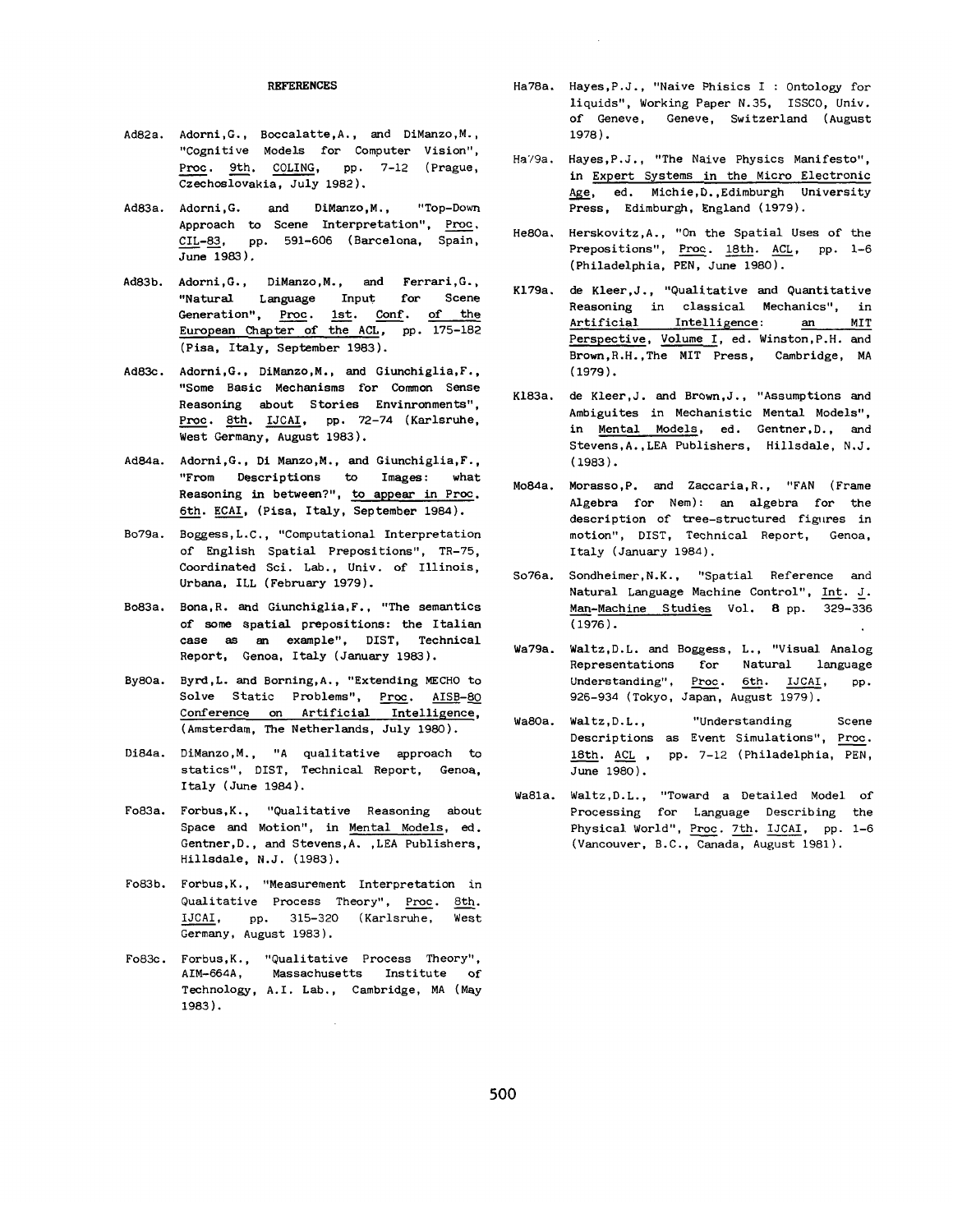## REFERENCES

Ad82a. Adorni,G., Boccalatte,A., and DiManzo,M., "Cognitive Models for Computer Vision", Proc. 9th. COLING, pp. 7-12 (Prague, Czechoslovakia, July 1982).

Ad83a. Adorni,G. and DiManzo,M., "Top-Down Approach to Scene Interpretation", Proc. CIL-83, pp. 591-606 (Barcelona, Spain, June 1983).

Ad83b. Adorni,G., DiManzo,M., and Ferrari,G., "Natural Language Input for Scene Generation", Proc. 1st. Conf. of the European Chapter of the ACL, pp. 175-182 (Pisa, Italy, September 1983).

Ad83c. Adorni,G., DiManzo,M., and Giunchiglia,F., "Some Basic Mechanisms for Common Sense Reasoning about Stories Envinronments", Proc. 8th. IJCAI, pp. 72-74 (Karlsruhe, West Germany, August 1983).

Ad84a. Adorni,G., Di Manzo,M., and Giunchiglia,F., "From Descriptions to Images: what Reasoning in between?", to appear in Proc. 6th. ECAI, (Pisa, Italy, September 1984).

Bo79a. Boggess,L.C., "Computational Interpretation of English Spatial Prepositions", TR-75, Coordinated Sci. Lab., Univ. of Illinois, Urbana, ILL (February 1979).

Bo83a. Bona,R. and Giunchiglia,F., "The semantics of some spatial prepositions: the Italian case as an example", DIST, Technical Report, Genoa, Italy (January 1983).

By80a. Byrd,L. and Borning,A., "Extending MECHO to Solve Static Problems", Proc. AISB-80 Conference on Artificial Intelligence, (Amsterdam, The Netherlands, July 1980).

Di84a. DiManzo,M., "A qualitative approach to statics", DIST, Technical Report, Genoa, Italy (June 1984).

Fo83a. Forbus,K., "Qualitative Reasoning about Space and Motion", in Mental Models, ed. Gentner,D., and Stevens,A. ,LEA Publishers, Hillsdale, N.J. (1983).

Fo83b. Forbus,K., "Measurement Interpretation in Qualitative Process Theory", Proc. 8th. IJCAI, pp. 315-320 (Karlsruhe, West Germany, August 1983).

Fo83c. Forbus,K., "Qualitative Process Theory", AIM-664A, Massachusetts Institute of Technology, A.I. Lab., Cambridge, MA (May 1983).

Ha78a. Hayes,P.J., "Naive Phisics I : Ontology for liquids", Working Paper N.35, ISSCO, Univ. of Geneve, Geneve, Switzerland (August 1978).

Ha79a. Hayes,P.J., "The Naive Physics Manifesto", in Expert Systems in the Micro Electronic Age, ed. Michie,D.,Edimburgh University Press, Edimburgh, England (1979).

He80a. Herskovitz,A., "On the Spatial Uses of the Prepositions", Proc. 18th. ACL, pp. 1-6 (Philadelphia, PEN, June 1980).

Kl79a. de Kleer,J., "Qualitative and Quantitative Reasoning in classical Mechanics", in Artificial Intelligence: an MIT Perspective, Volume I, ed. Winston,P.H. and Brown,R.H.,The MIT Press, Cambridge, MA (1979).

Kl83a. de Kleer,J. and Brown,J., "Assumptions and Ambiguites in Mechanistic Mental Models", in Mental Models, ed. Gentner,D., and Stevens,A.,LEA Publishers, Hillsdale, N.J. (1983).

Mo84a. Morasso,P. and Zaccaria,R., "FAN (Frame Algebra for Nem): an algebra for the description of tree-structured figures in motion", DIST, Technical Report, Genoa, Italy (January 1984).

So76a. Sondheimer,N.K., "Spatial Reference and Natural Language Machine Control", Int. J. Man-Machine Studies Vol. 8 pp. 329-336 (1976).

Wa79a. Waltz,D.L. and Boggess, L., "Visual Analog Representations for Natural language Understanding", Proc. 6th. IJCAI, pp. 926-934 (Tokyo, Japan, August 1979).

Wa80a. Waltz,D.L., "Understanding Scene Descriptions as Event Simulations", Proc. 18th. ACL , pp. 7-12 (Philadelphia, PEN, June 1980).

Wa81a. Waltz,D.L., "Toward a Detailed Model of Processing for Language Describing the Physical World", Proc. 7th. IJCAI, pp. 1-6 (Vancouver, B.C., Canada, August 1981).